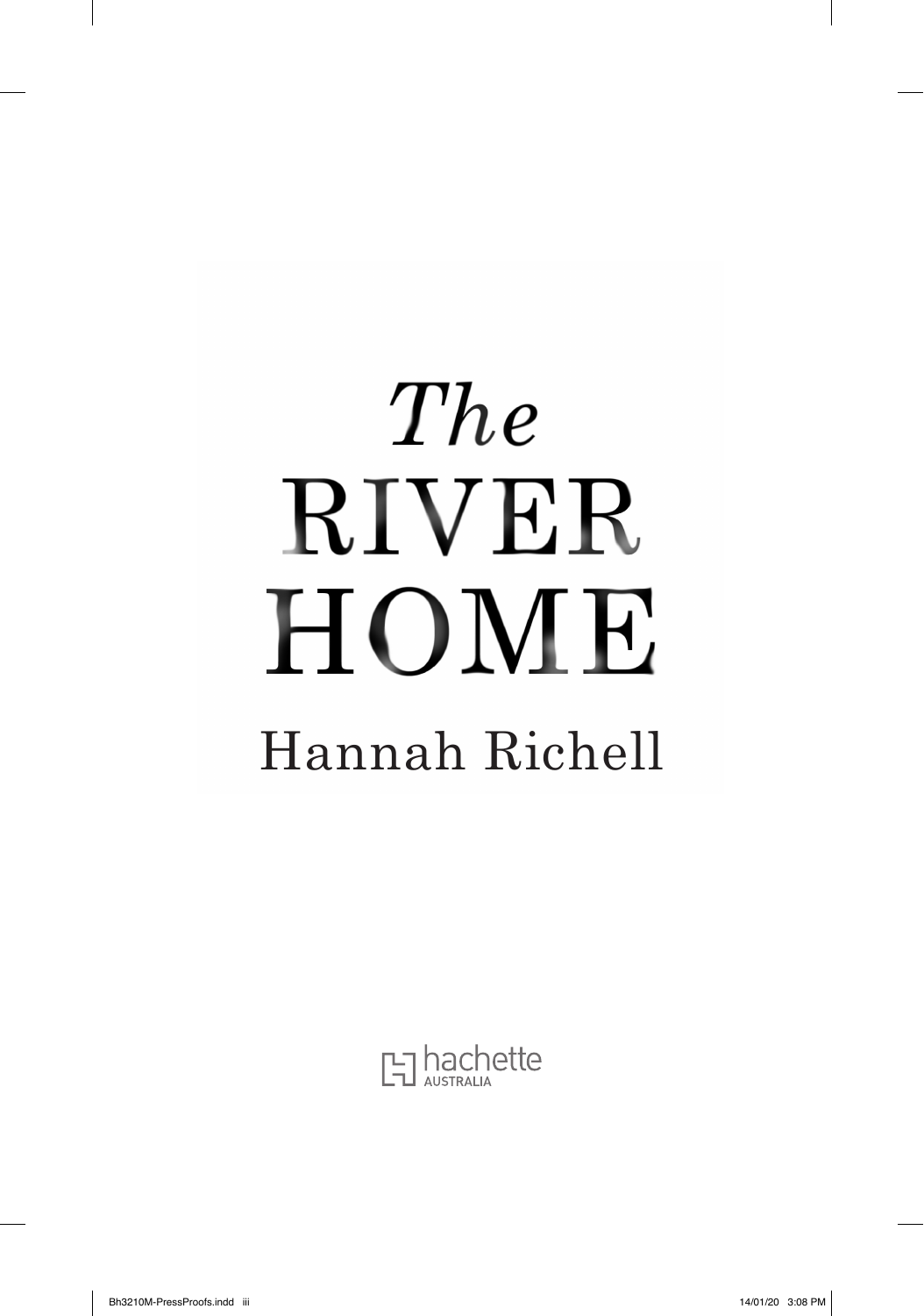# *The* RIVER HOME

Hannah Richell

hachette AUSTRALIA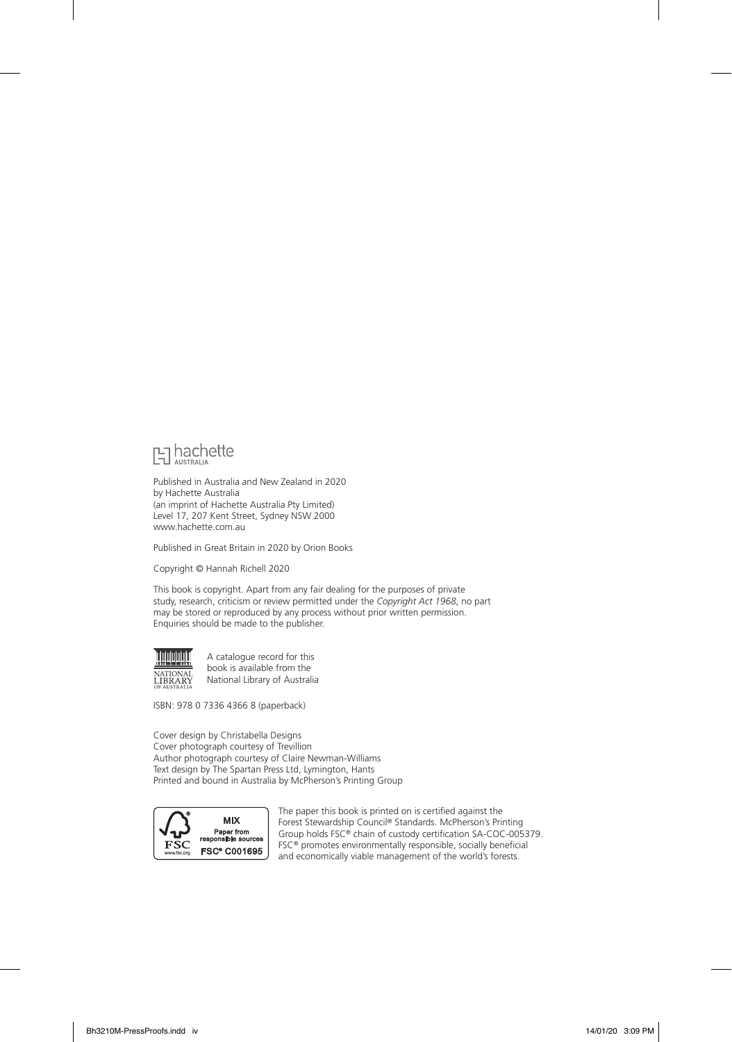hachette AUSTRALIA

Published in Australia and New Zealand in 2020
by Hachette Australia
(an imprint of Hachette Australia Pty Limited)
Level 17, 207 Kent Street, Sydney NSW 2000
www.hachette.com.au

Published in Great Britain in 2020 by Orion Books

Copyright © Hannah Richell 2020

This book is copyright. Apart from any fair dealing for the purposes of private study, research, criticism or review permitted under the *Copyright Act 1968*, no part may be stored or reproduced by any process without prior written permission. Enquiries should be made to the publisher.

A catalogue record for this book is available from the National Library of Australia

ISBN: 978 0 7336 4366 8 (paperback)

Cover design by Christabella Designs
Cover photograph courtesy of Trevillion
Author photograph courtesy of Claire Newman-Williams
Text design by The Spartan Press Ltd, Lymington, Hants
Printed and bound in Australia by McPherson's Printing Group

MIX
Paper from responsible sources
FSC® C001695

The paper this book is printed on is certified against the Forest Stewardship Council® Standards. McPherson's Printing Group holds FSC® chain of custody certification SA-COC-005379. FSC® promotes environmentally responsible, socially beneficial and economically viable management of the world's forests.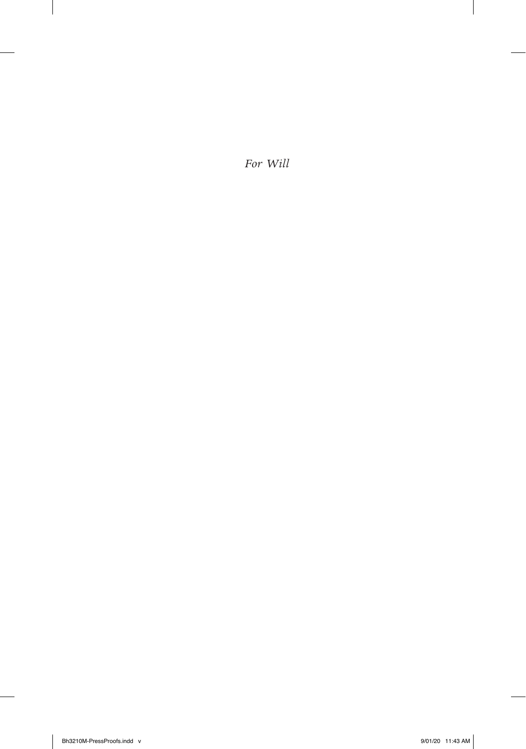*For Will*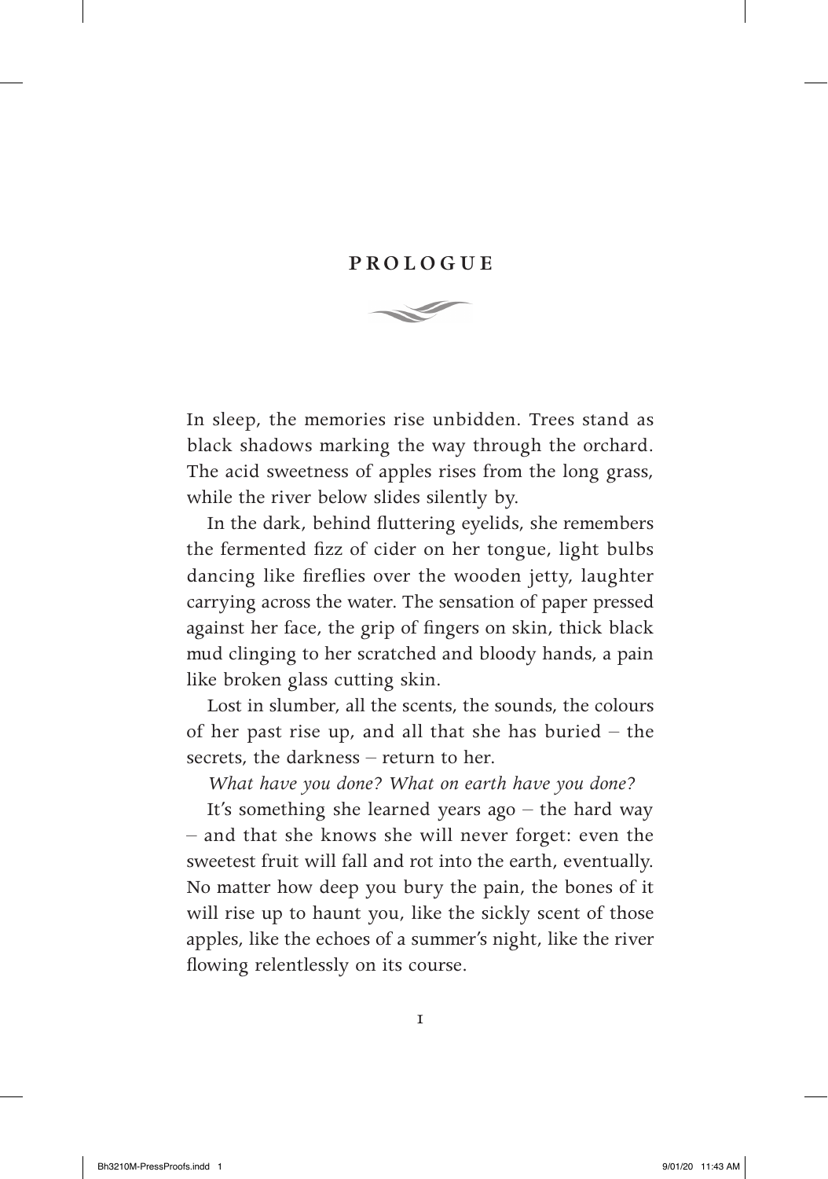# PROLOGUE

In sleep, the memories rise unbidden. Trees stand as black shadows marking the way through the orchard. The acid sweetness of apples rises from the long grass, while the river below slides silently by.

In the dark, behind fluttering eyelids, she remembers the fermented fizz of cider on her tongue, light bulbs dancing like fireflies over the wooden jetty, laughter carrying across the water. The sensation of paper pressed against her face, the grip of fingers on skin, thick black mud clinging to her scratched and bloody hands, a pain like broken glass cutting skin.

Lost in slumber, all the scents, the sounds, the colours of her past rise up, and all that she has buried – the secrets, the darkness – return to her.

*What have you done? What on earth have you done?*

It's something she learned years ago – the hard way – and that she knows she will never forget: even the sweetest fruit will fall and rot into the earth, eventually. No matter how deep you bury the pain, the bones of it will rise up to haunt you, like the sickly scent of those apples, like the echoes of a summer's night, like the river flowing relentlessly on its course.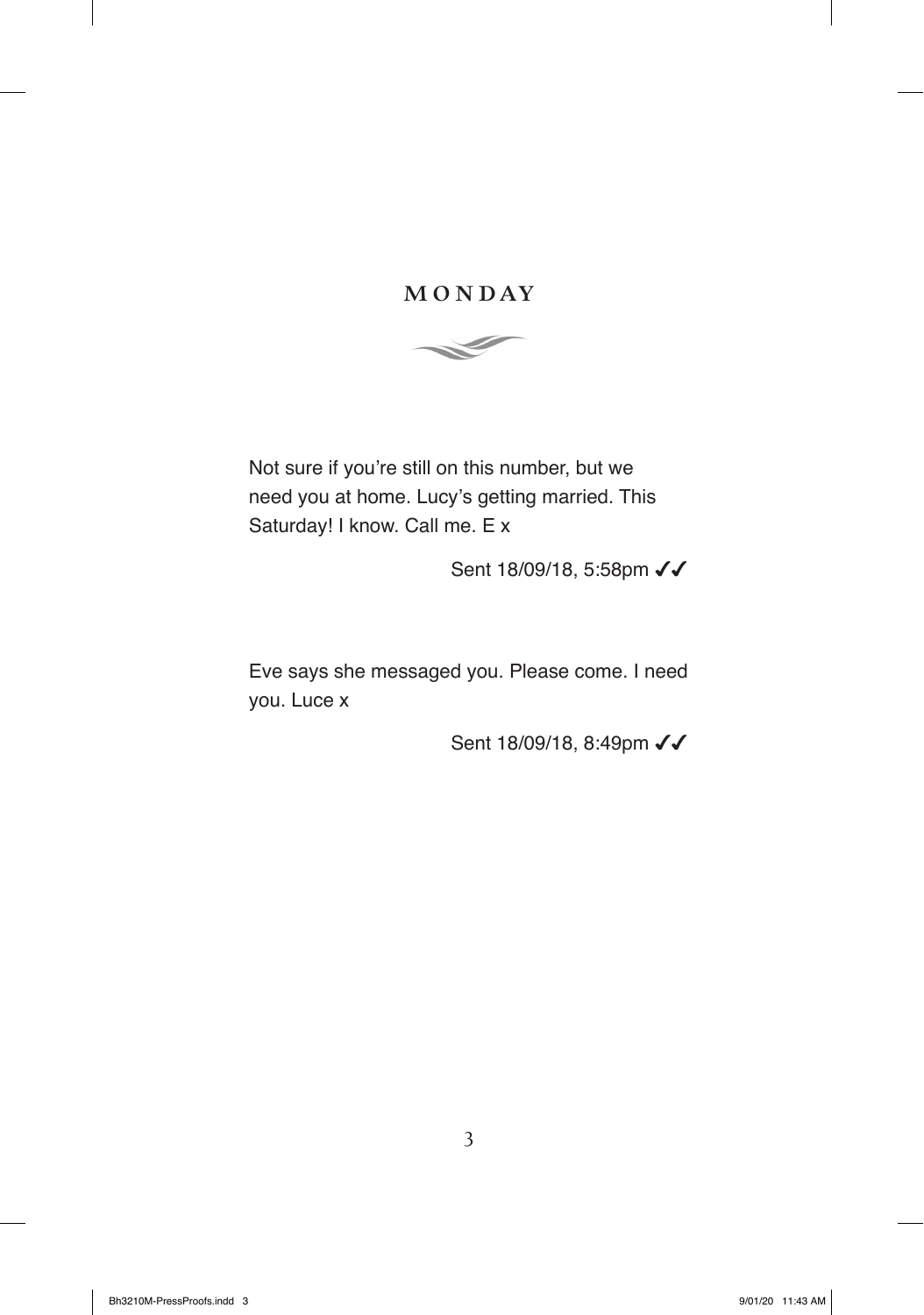# MONDAY

Not sure if you're still on this number, but we need you at home. Lucy's getting married. This Saturday! I know. Call me. E x

Sent 18/09/18, 5:58pm ✓✓

Eve says she messaged you. Please come. I need you. Luce x

Sent 18/09/18, 8:49pm ✓✓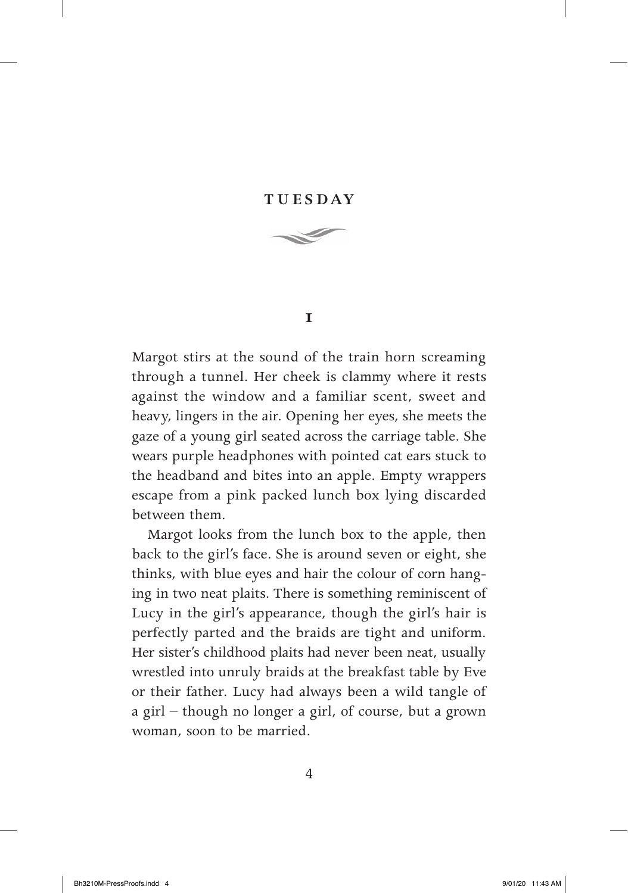# TUESDAY

## 1

Margot stirs at the sound of the train horn screaming through a tunnel. Her cheek is clammy where it rests against the window and a familiar scent, sweet and heavy, lingers in the air. Opening her eyes, she meets the gaze of a young girl seated across the carriage table. She wears purple headphones with pointed cat ears stuck to the headband and bites into an apple. Empty wrappers escape from a pink packed lunch box lying discarded between them.

Margot looks from the lunch box to the apple, then back to the girl's face. She is around seven or eight, she thinks, with blue eyes and hair the colour of corn hanging in two neat plaits. There is something reminiscent of Lucy in the girl's appearance, though the girl's hair is perfectly parted and the braids are tight and uniform. Her sister's childhood plaits had never been neat, usually wrestled into unruly braids at the breakfast table by Eve or their father. Lucy had always been a wild tangle of a girl – though no longer a girl, of course, but a grown woman, soon to be married.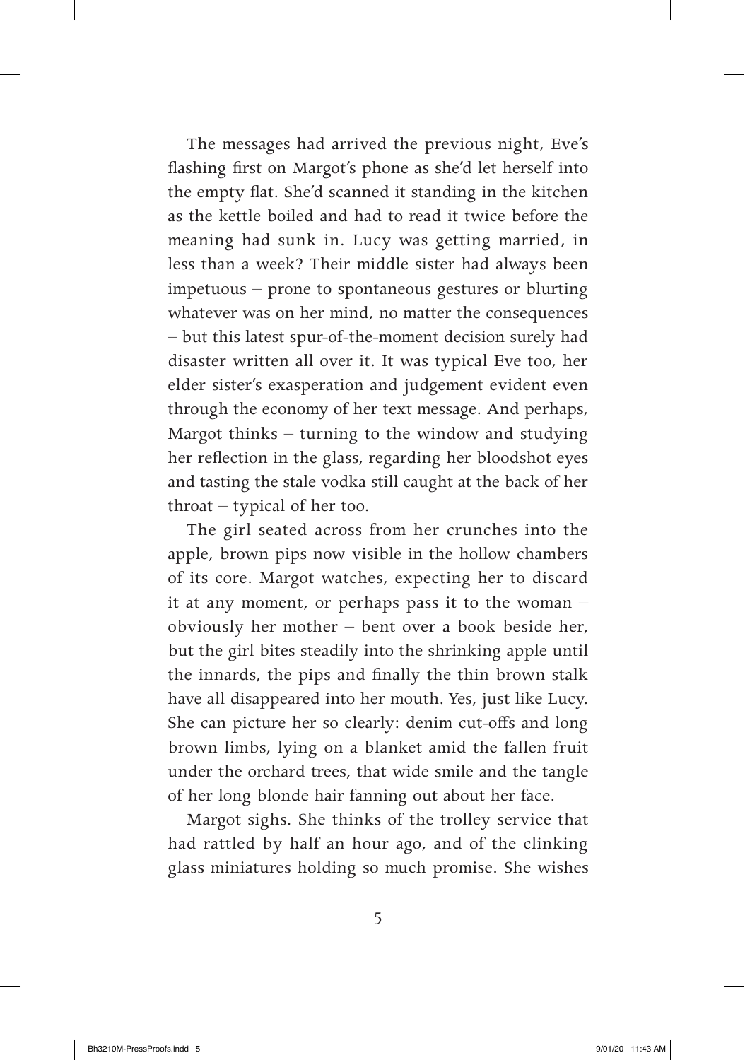The messages had arrived the previous night, Eve's flashing first on Margot's phone as she'd let herself into the empty flat. She'd scanned it standing in the kitchen as the kettle boiled and had to read it twice before the meaning had sunk in. Lucy was getting married, in less than a week? Their middle sister had always been impetuous – prone to spontaneous gestures or blurting whatever was on her mind, no matter the consequences – but this latest spur-of-the-moment decision surely had disaster written all over it. It was typical Eve too, her elder sister's exasperation and judgement evident even through the economy of her text message. And perhaps, Margot thinks – turning to the window and studying her reflection in the glass, regarding her bloodshot eyes and tasting the stale vodka still caught at the back of her throat – typical of her too.

The girl seated across from her crunches into the apple, brown pips now visible in the hollow chambers of its core. Margot watches, expecting her to discard it at any moment, or perhaps pass it to the woman – obviously her mother – bent over a book beside her, but the girl bites steadily into the shrinking apple until the innards, the pips and finally the thin brown stalk have all disappeared into her mouth. Yes, just like Lucy. She can picture her so clearly: denim cut-offs and long brown limbs, lying on a blanket amid the fallen fruit under the orchard trees, that wide smile and the tangle of her long blonde hair fanning out about her face.

Margot sighs. She thinks of the trolley service that had rattled by half an hour ago, and of the clinking glass miniatures holding so much promise. She wishes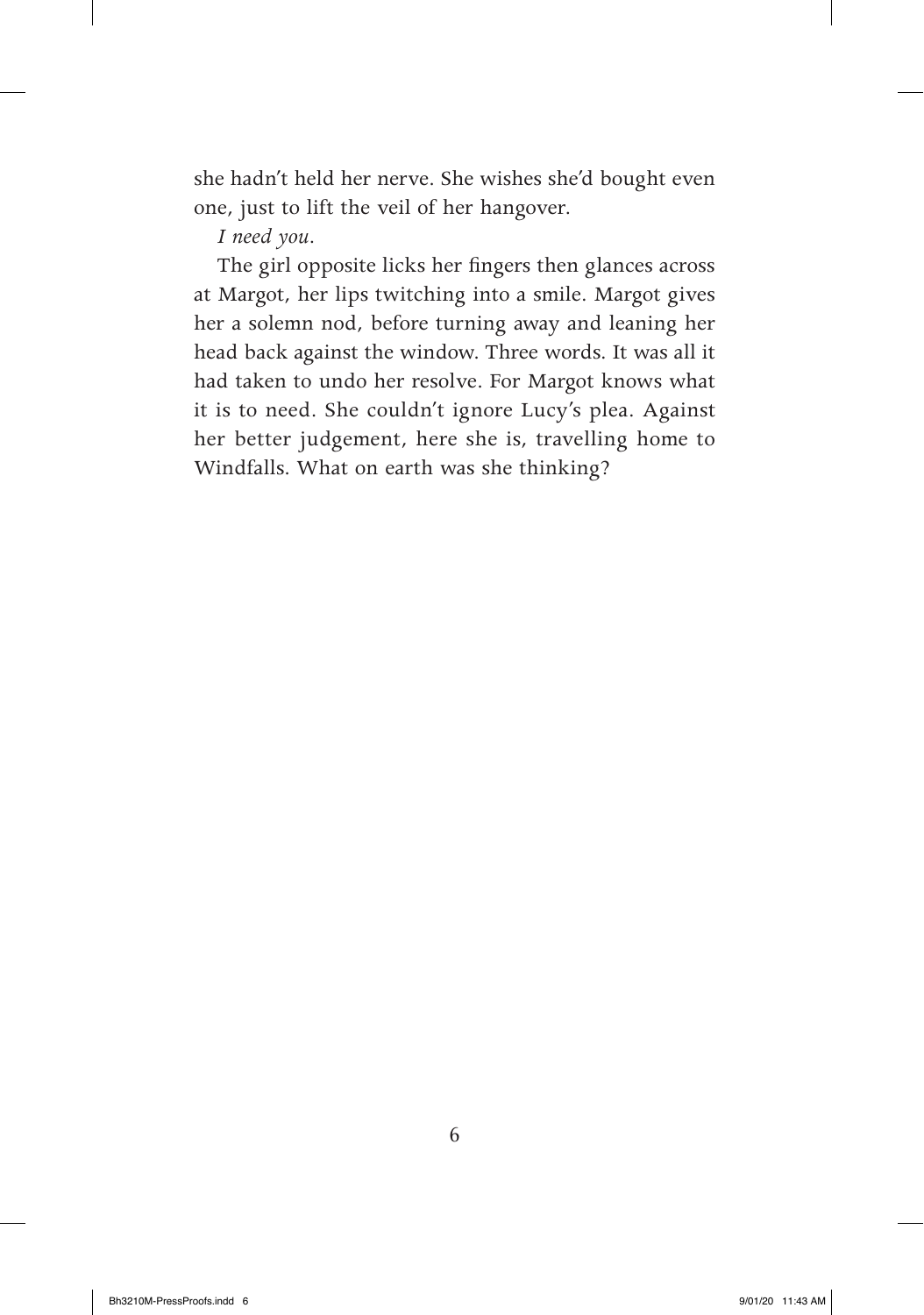she hadn't held her nerve. She wishes she'd bought even one, just to lift the veil of her hangover.

*I need you.*

The girl opposite licks her fingers then glances across at Margot, her lips twitching into a smile. Margot gives her a solemn nod, before turning away and leaning her head back against the window. Three words. It was all it had taken to undo her resolve. For Margot knows what it is to need. She couldn't ignore Lucy's plea. Against her better judgement, here she is, travelling home to Windfalls. What on earth was she thinking?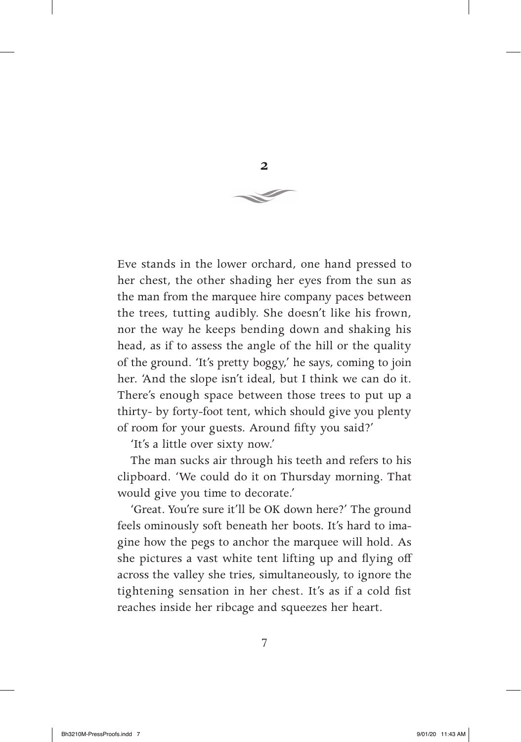## 2

Eve stands in the lower orchard, one hand pressed to her chest, the other shading her eyes from the sun as the man from the marquee hire company paces between the trees, tutting audibly. She doesn't like his frown, nor the way he keeps bending down and shaking his head, as if to assess the angle of the hill or the quality of the ground. 'It's pretty boggy,' he says, coming to join her. 'And the slope isn't ideal, but I think we can do it. There's enough space between those trees to put up a thirty- by forty-foot tent, which should give you plenty of room for your guests. Around fifty you said?'

'It's a little over sixty now.'

The man sucks air through his teeth and refers to his clipboard. 'We could do it on Thursday morning. That would give you time to decorate.'

'Great. You're sure it'll be OK down here?' The ground feels ominously soft beneath her boots. It's hard to imagine how the pegs to anchor the marquee will hold. As she pictures a vast white tent lifting up and flying off across the valley she tries, simultaneously, to ignore the tightening sensation in her chest. It's as if a cold fist reaches inside her ribcage and squeezes her heart.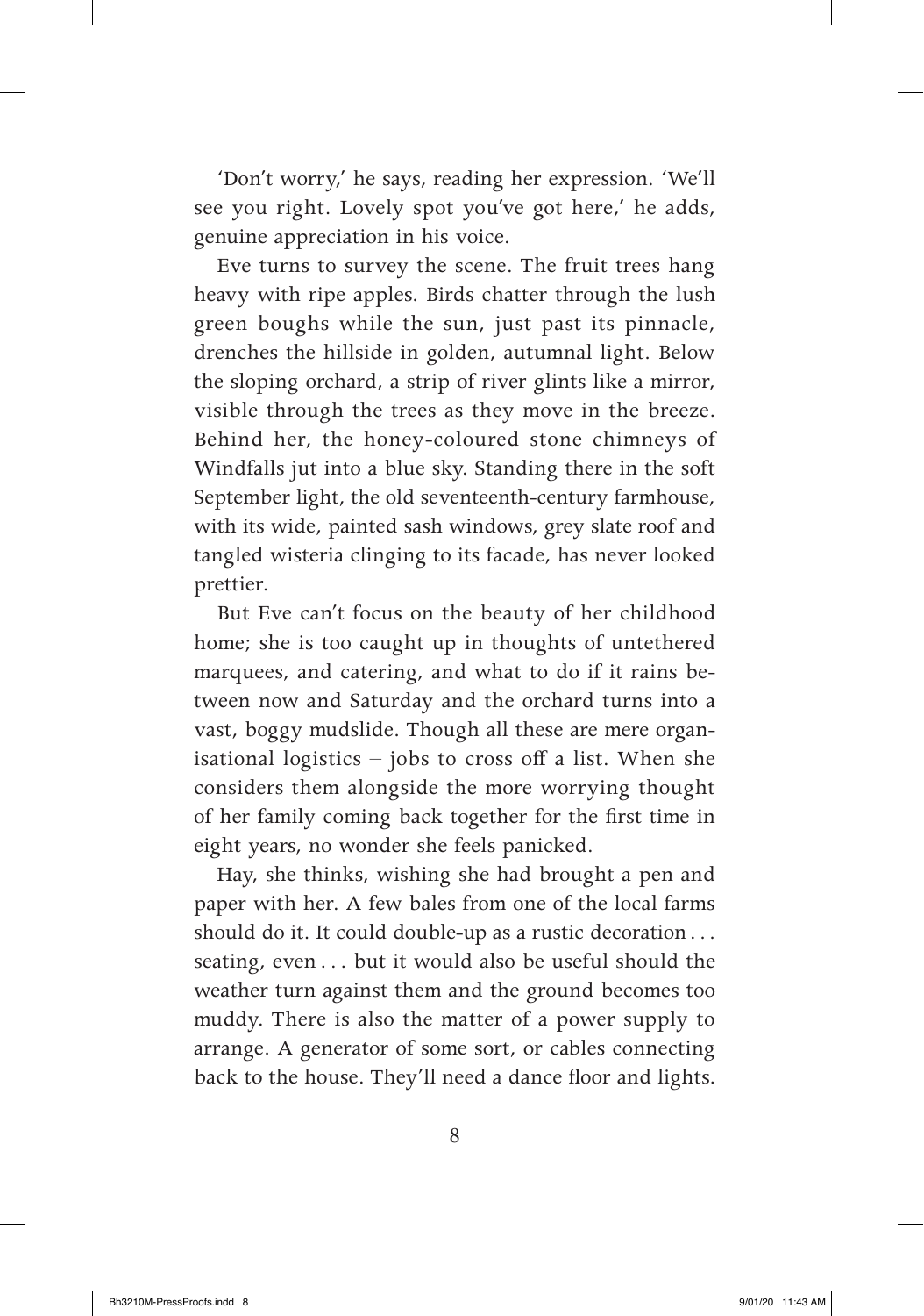'Don't worry,' he says, reading her expression. 'We'll see you right. Lovely spot you've got here,' he adds, genuine appreciation in his voice.

Eve turns to survey the scene. The fruit trees hang heavy with ripe apples. Birds chatter through the lush green boughs while the sun, just past its pinnacle, drenches the hillside in golden, autumnal light. Below the sloping orchard, a strip of river glints like a mirror, visible through the trees as they move in the breeze. Behind her, the honey-coloured stone chimneys of Windfalls jut into a blue sky. Standing there in the soft September light, the old seventeenth-century farmhouse, with its wide, painted sash windows, grey slate roof and tangled wisteria clinging to its facade, has never looked prettier.

But Eve can't focus on the beauty of her childhood home; she is too caught up in thoughts of untethered marquees, and catering, and what to do if it rains between now and Saturday and the orchard turns into a vast, boggy mudslide. Though all these are mere organisational logistics – jobs to cross off a list. When she considers them alongside the more worrying thought of her family coming back together for the first time in eight years, no wonder she feels panicked.

Hay, she thinks, wishing she had brought a pen and paper with her. A few bales from one of the local farms should do it. It could double-up as a rustic decoration . . . seating, even . . . but it would also be useful should the weather turn against them and the ground becomes too muddy. There is also the matter of a power supply to arrange. A generator of some sort, or cables connecting back to the house. They'll need a dance floor and lights.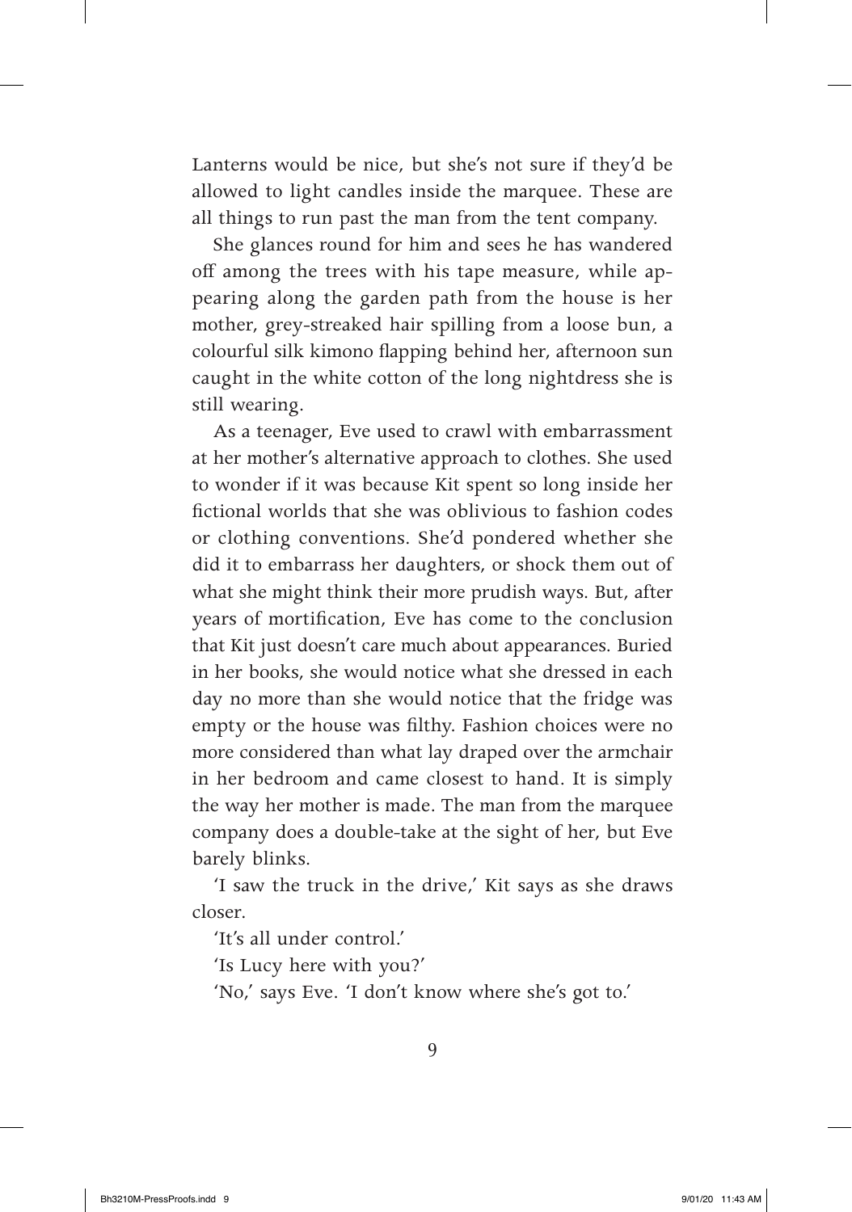Lanterns would be nice, but she's not sure if they'd be allowed to light candles inside the marquee. These are all things to run past the man from the tent company.

She glances round for him and sees he has wandered off among the trees with his tape measure, while appearing along the garden path from the house is her mother, grey-streaked hair spilling from a loose bun, a colourful silk kimono flapping behind her, afternoon sun caught in the white cotton of the long nightdress she is still wearing.

As a teenager, Eve used to crawl with embarrassment at her mother's alternative approach to clothes. She used to wonder if it was because Kit spent so long inside her fictional worlds that she was oblivious to fashion codes or clothing conventions. She'd pondered whether she did it to embarrass her daughters, or shock them out of what she might think their more prudish ways. But, after years of mortification, Eve has come to the conclusion that Kit just doesn't care much about appearances. Buried in her books, she would notice what she dressed in each day no more than she would notice that the fridge was empty or the house was filthy. Fashion choices were no more considered than what lay draped over the armchair in her bedroom and came closest to hand. It is simply the way her mother is made. The man from the marquee company does a double-take at the sight of her, but Eve barely blinks.

'I saw the truck in the drive,' Kit says as she draws closer.

'It's all under control.'

'Is Lucy here with you?'

'No,' says Eve. 'I don't know where she's got to.'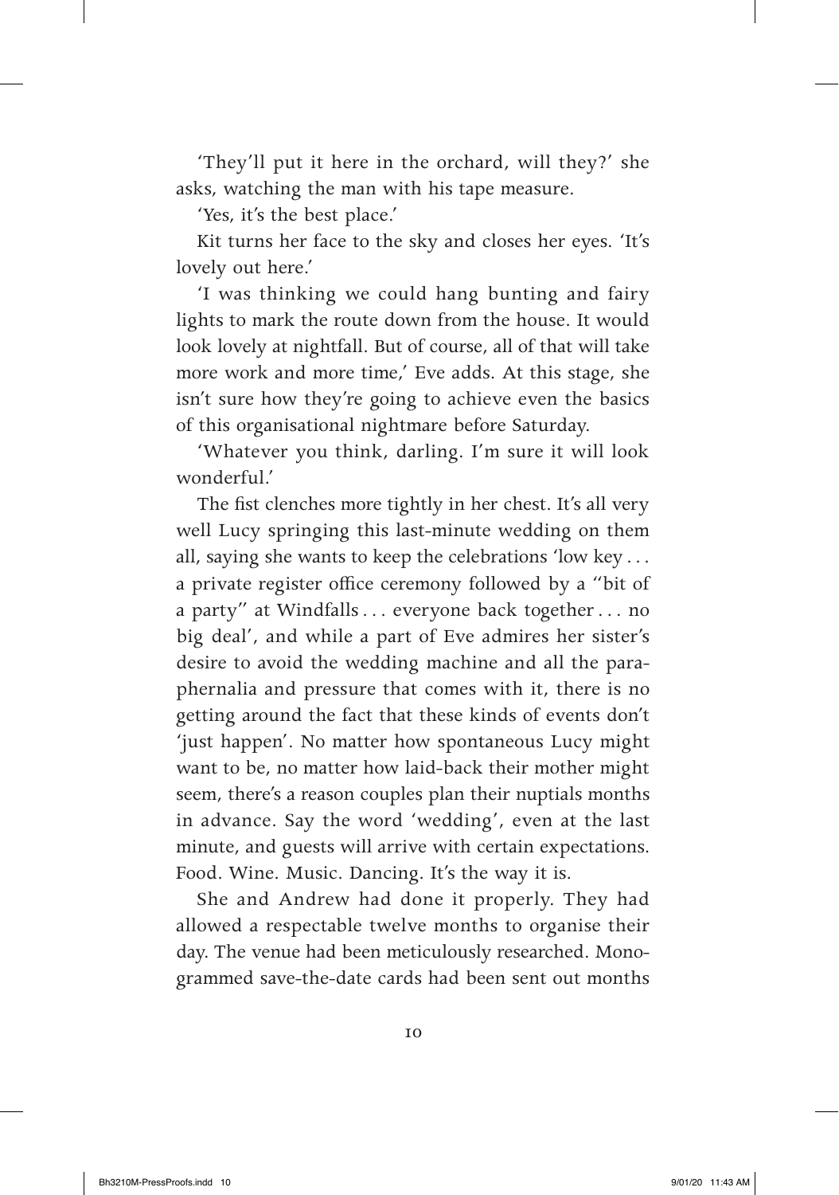'They'll put it here in the orchard, will they?' she asks, watching the man with his tape measure.

'Yes, it's the best place.'

Kit turns her face to the sky and closes her eyes. 'It's lovely out here.'

'I was thinking we could hang bunting and fairy lights to mark the route down from the house. It would look lovely at nightfall. But of course, all of that will take more work and more time,' Eve adds. At this stage, she isn't sure how they're going to achieve even the basics of this organisational nightmare before Saturday.

'Whatever you think, darling. I'm sure it will look wonderful.'

The fist clenches more tightly in her chest. It's all very well Lucy springing this last-minute wedding on them all, saying she wants to keep the celebrations 'low key . . . a private register office ceremony followed by a "bit of a party" at Windfalls . . . everyone back together . . . no big deal', and while a part of Eve admires her sister's desire to avoid the wedding machine and all the paraphernalia and pressure that comes with it, there is no getting around the fact that these kinds of events don't 'just happen'. No matter how spontaneous Lucy might want to be, no matter how laid-back their mother might seem, there's a reason couples plan their nuptials months in advance. Say the word 'wedding', even at the last minute, and guests will arrive with certain expectations. Food. Wine. Music. Dancing. It's the way it is.

She and Andrew had done it properly. They had allowed a respectable twelve months to organise their day. The venue had been meticulously researched. Monogrammed save-the-date cards had been sent out months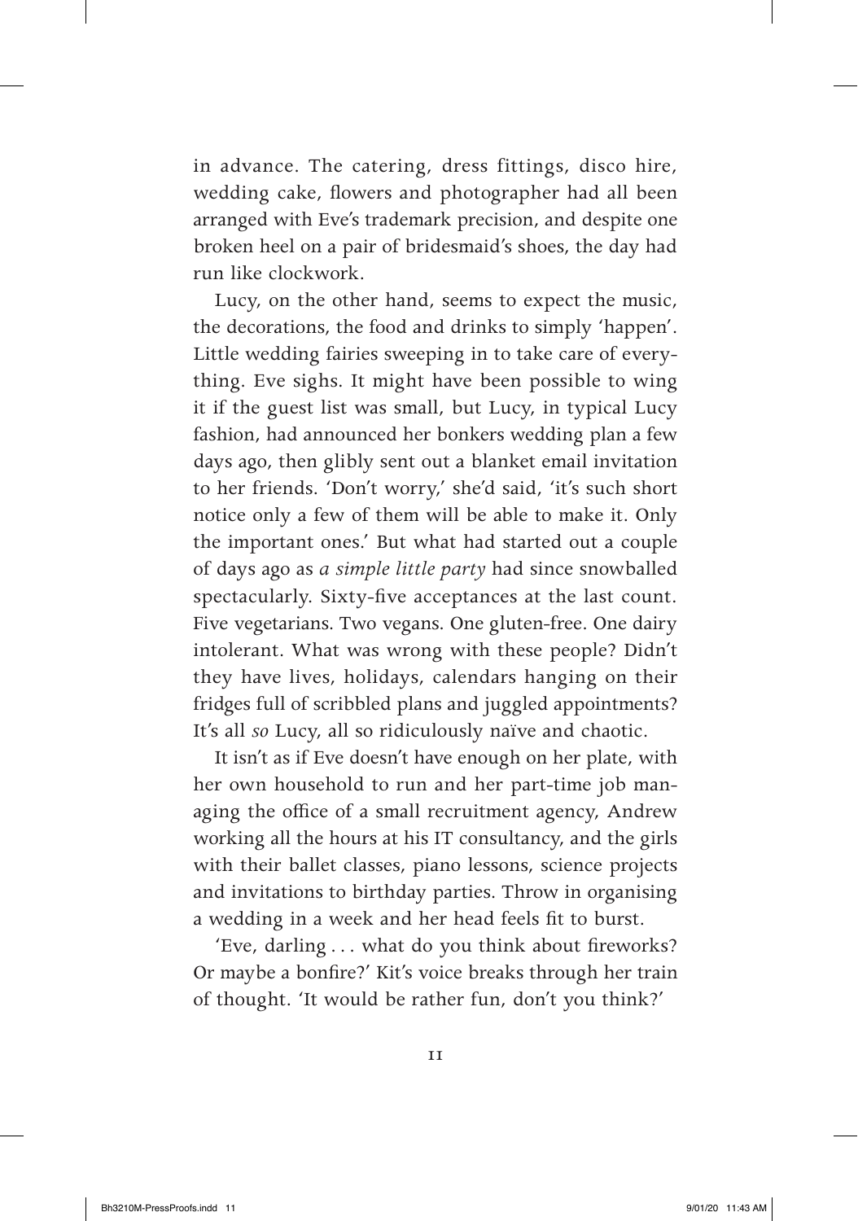in advance. The catering, dress fittings, disco hire, wedding cake, flowers and photographer had all been arranged with Eve's trademark precision, and despite one broken heel on a pair of bridesmaid's shoes, the day had run like clockwork.

Lucy, on the other hand, seems to expect the music, the decorations, the food and drinks to simply 'happen'. Little wedding fairies sweeping in to take care of everything. Eve sighs. It might have been possible to wing it if the guest list was small, but Lucy, in typical Lucy fashion, had announced her bonkers wedding plan a few days ago, then glibly sent out a blanket email invitation to her friends. 'Don't worry,' she'd said, 'it's such short notice only a few of them will be able to make it. Only the important ones.' But what had started out a couple of days ago as *a simple little party* had since snowballed spectacularly. Sixty-five acceptances at the last count. Five vegetarians. Two vegans. One gluten-free. One dairy intolerant. What was wrong with these people? Didn't they have lives, holidays, calendars hanging on their fridges full of scribbled plans and juggled appointments? It's all *so* Lucy, all so ridiculously naïve and chaotic.

It isn't as if Eve doesn't have enough on her plate, with her own household to run and her part-time job managing the office of a small recruitment agency, Andrew working all the hours at his IT consultancy, and the girls with their ballet classes, piano lessons, science projects and invitations to birthday parties. Throw in organising a wedding in a week and her head feels fit to burst.

'Eve, darling . . . what do you think about fireworks? Or maybe a bonfire?' Kit's voice breaks through her train of thought. 'It would be rather fun, don't you think?'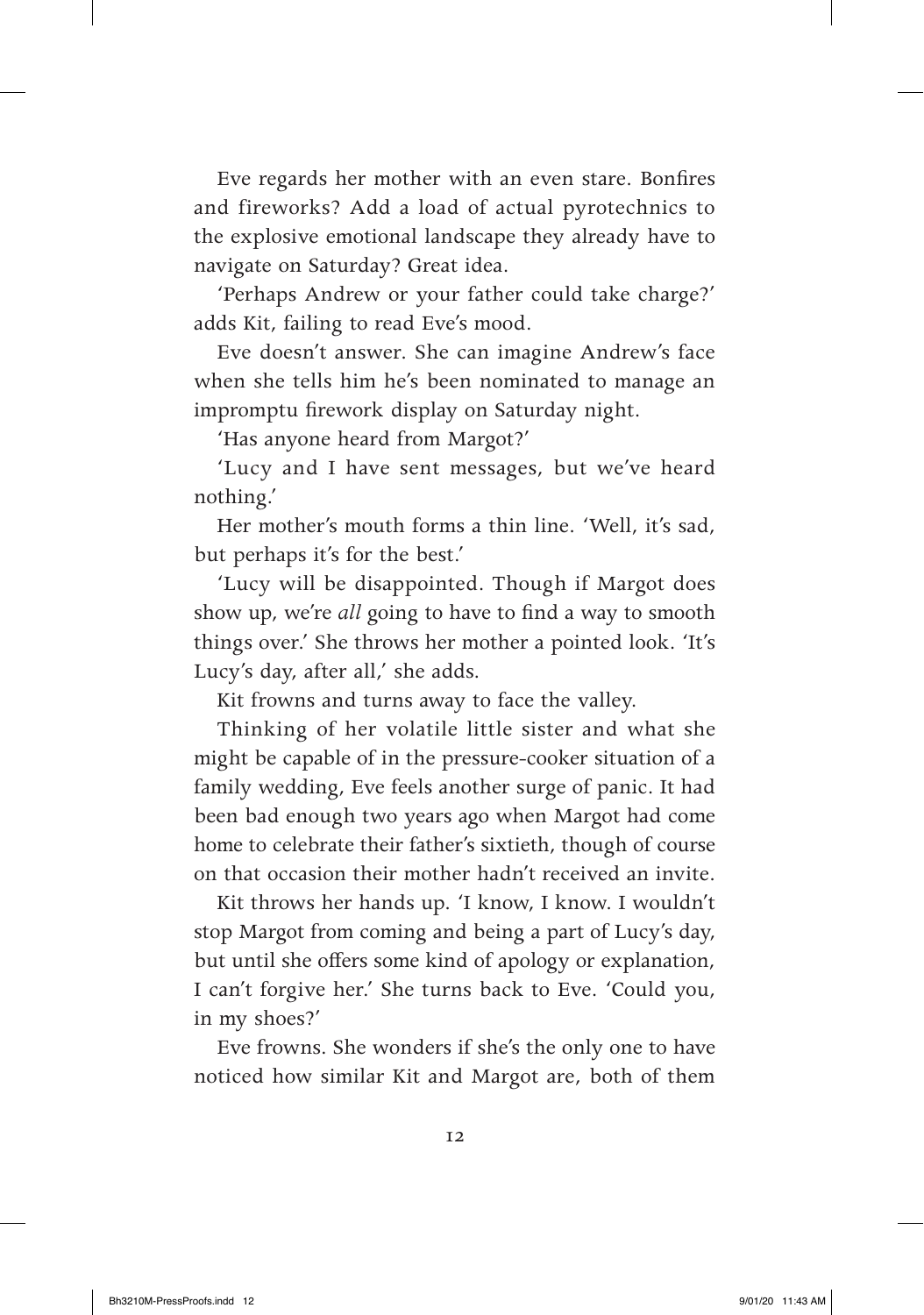Eve regards her mother with an even stare. Bonfires and fireworks? Add a load of actual pyrotechnics to the explosive emotional landscape they already have to navigate on Saturday? Great idea.

'Perhaps Andrew or your father could take charge?' adds Kit, failing to read Eve's mood.

Eve doesn't answer. She can imagine Andrew's face when she tells him he's been nominated to manage an impromptu firework display on Saturday night.

'Has anyone heard from Margot?'

'Lucy and I have sent messages, but we've heard nothing.'

Her mother's mouth forms a thin line. 'Well, it's sad, but perhaps it's for the best.'

'Lucy will be disappointed. Though if Margot does show up, we're *all* going to have to find a way to smooth things over.' She throws her mother a pointed look. 'It's Lucy's day, after all,' she adds.

Kit frowns and turns away to face the valley.

Thinking of her volatile little sister and what she might be capable of in the pressure-cooker situation of a family wedding, Eve feels another surge of panic. It had been bad enough two years ago when Margot had come home to celebrate their father's sixtieth, though of course on that occasion their mother hadn't received an invite.

Kit throws her hands up. 'I know, I know. I wouldn't stop Margot from coming and being a part of Lucy's day, but until she offers some kind of apology or explanation, I can't forgive her.' She turns back to Eve. 'Could you, in my shoes?'

Eve frowns. She wonders if she's the only one to have noticed how similar Kit and Margot are, both of them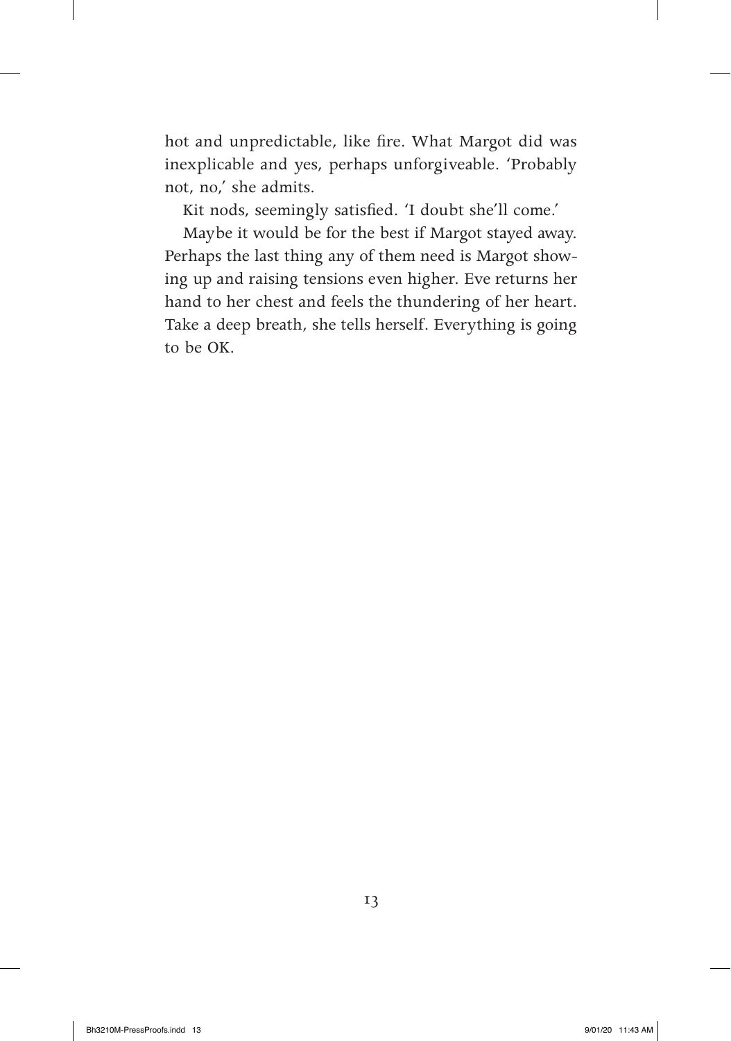hot and unpredictable, like fire. What Margot did was inexplicable and yes, perhaps unforgiveable. 'Probably not, no,' she admits.

Kit nods, seemingly satisfied. 'I doubt she'll come.'

Maybe it would be for the best if Margot stayed away. Perhaps the last thing any of them need is Margot showing up and raising tensions even higher. Eve returns her hand to her chest and feels the thundering of her heart. Take a deep breath, she tells herself. Everything is going to be OK.